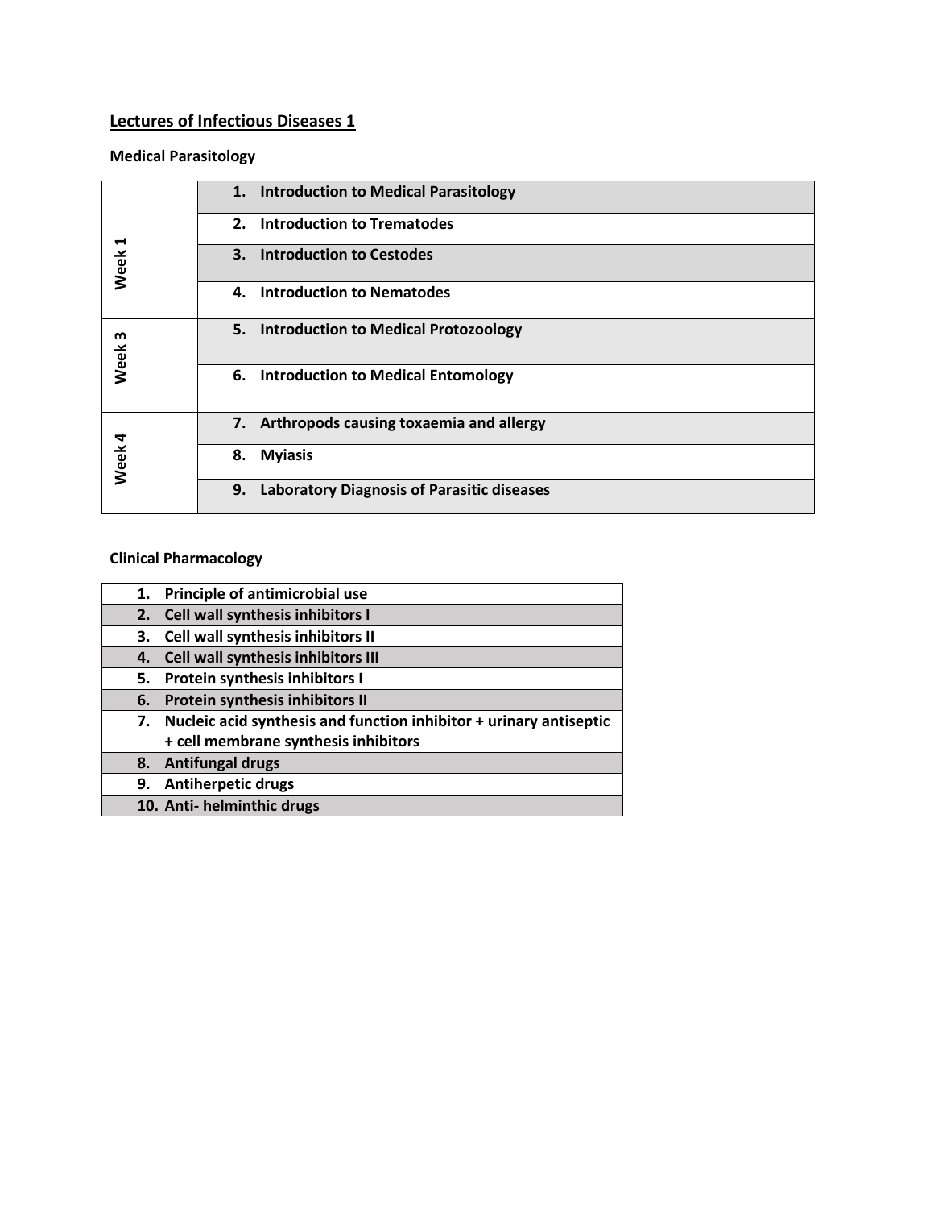## Lectures of Infectious Diseases 1

### Medical Parasitology

| Week | Lecture |
| --- | --- |
| Week 1 | 1. Introduction to Medical Parasitology |
| | 2. Introduction to Trematodes |
| | 3. Introduction to Cestodes |
| | 4. Introduction to Nematodes |
| Week 3 | 5. Introduction to Medical Protozoology |
| | 6. Introduction to Medical Entomology |
| Week 4 | 7. Arthropods causing toxaemia and allergy |
| | 8. Myiasis |
| | 9. Laboratory Diagnosis of Parasitic diseases |

### Clinical Pharmacology

| Lecture |
| --- |
| 1. Principle of antimicrobial use |
| 2. Cell wall synthesis inhibitors I |
| 3. Cell wall synthesis inhibitors II |
| 4. Cell wall synthesis inhibitors III |
| 5. Protein synthesis inhibitors I |
| 6. Protein synthesis inhibitors II |
| 7. Nucleic acid synthesis and function inhibitor + urinary antiseptic + cell membrane synthesis inhibitors |
| 8. Antifungal drugs |
| 9. Antiherpetic drugs |
| 10. Anti- helminthic drugs |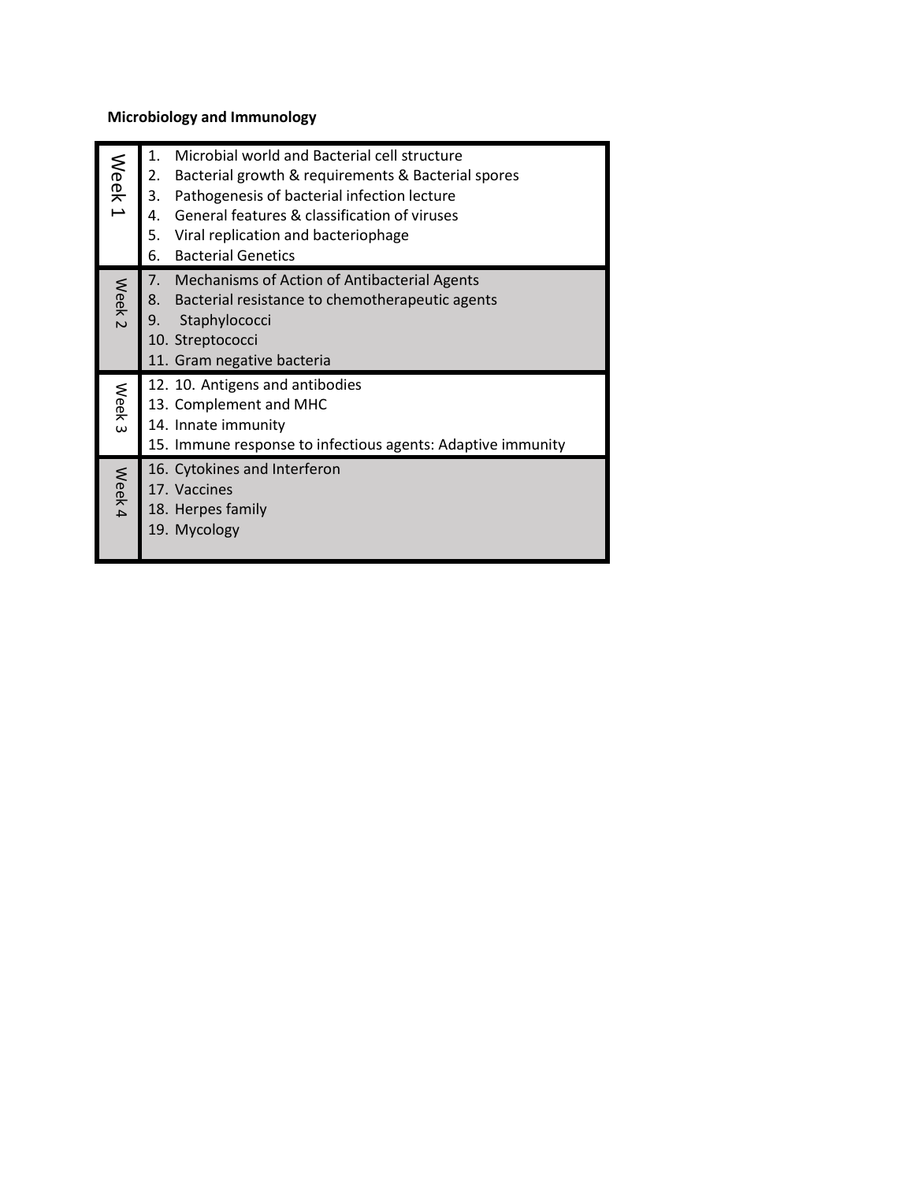**Microbiology and Immunology**

| | |
|---|---|
| Week 1 | 1. Microbial world and Bacterial cell structure<br>2. Bacterial growth & requirements & Bacterial spores<br>3. Pathogenesis of bacterial infection lecture<br>4. General features & classification of viruses<br>5. Viral replication and bacteriophage<br>6. Bacterial Genetics |
| Week 2 | 7. Mechanisms of Action of Antibacterial Agents<br>8. Bacterial resistance to chemotherapeutic agents<br>9. Staphylococci<br>10. Streptococci<br>11. Gram negative bacteria |
| Week 3 | 12. 10. Antigens and antibodies<br>13. Complement and MHC<br>14. Innate immunity<br>15. Immune response to infectious agents: Adaptive immunity |
| Week 4 | 16. Cytokines and Interferon<br>17. Vaccines<br>18. Herpes family<br>19. Mycology |